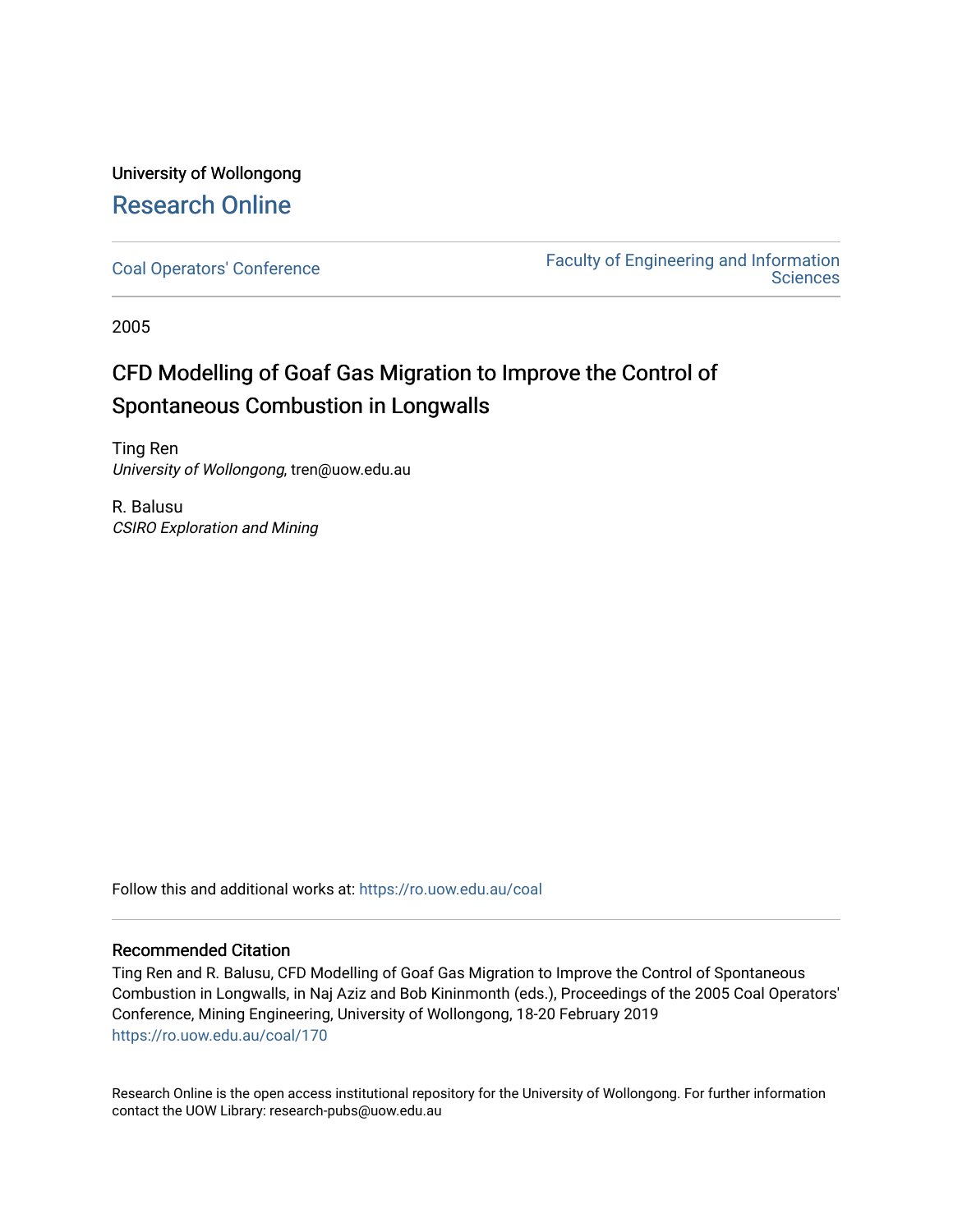University of Wollongong

# Research Online

Coal Operators' Conference

Faculty of Engineering and Information Sciences

2005

## CFD Modelling of Goaf Gas Migration to Improve the Control of Spontaneous Combustion in Longwalls

Ting Ren
*University of Wollongong*, tren@uow.edu.au

R. Balusu
*CSIRO Exploration and Mining*

Follow this and additional works at: https://ro.uow.edu.au/coal

### Recommended Citation

Ting Ren and R. Balusu, CFD Modelling of Goaf Gas Migration to Improve the Control of Spontaneous Combustion in Longwalls, in Naj Aziz and Bob Kininmonth (eds.), Proceedings of the 2005 Coal Operators' Conference, Mining Engineering, University of Wollongong, 18-20 February 2019
https://ro.uow.edu.au/coal/170

Research Online is the open access institutional repository for the University of Wollongong. For further information contact the UOW Library: research-pubs@uow.edu.au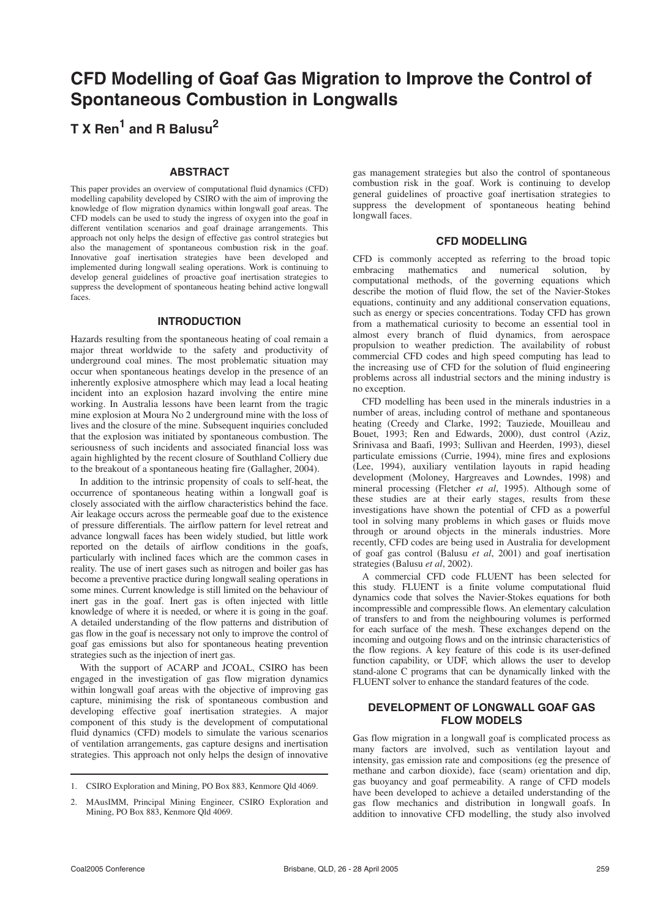# CFD Modelling of Goaf Gas Migration to Improve the Control of Spontaneous Combustion in Longwalls

**T X Ren[1] and R Balusu[2]**

## ABSTRACT

This paper provides an overview of computational fluid dynamics (CFD) modelling capability developed by CSIRO with the aim of improving the knowledge of flow migration dynamics within longwall goaf areas. The CFD models can be used to study the ingress of oxygen into the goaf in different ventilation scenarios and goaf drainage arrangements. This approach not only helps the design of effective gas control strategies but also the management of spontaneous combustion risk in the goaf. Innovative goaf inertisation strategies have been developed and implemented during longwall sealing operations. Work is continuing to develop general guidelines of proactive goaf inertisation strategies to suppress the development of spontaneous heating behind active longwall faces.

## INTRODUCTION

Hazards resulting from the spontaneous heating of coal remain a major threat worldwide to the safety and productivity of underground coal mines. The most problematic situation may occur when spontaneous heatings develop in the presence of an inherently explosive atmosphere which may lead a local heating incident into an explosion hazard involving the entire mine working. In Australia lessons have been learnt from the tragic mine explosion at Moura No 2 underground mine with the loss of lives and the closure of the mine. Subsequent inquiries concluded that the explosion was initiated by spontaneous combustion. The seriousness of such incidents and associated financial loss was again highlighted by the recent closure of Southland Colliery due to the breakout of a spontaneous heating fire (Gallagher, 2004).

In addition to the intrinsic propensity of coals to self-heat, the occurrence of spontaneous heating within a longwall goaf is closely associated with the airflow characteristics behind the face. Air leakage occurs across the permeable goaf due to the existence of pressure differentials. The airflow pattern for level retreat and advance longwall faces has been widely studied, but little work reported on the details of airflow conditions in the goafs, particularly with inclined faces which are the common cases in reality. The use of inert gases such as nitrogen and boiler gas has become a preventive practice during longwall sealing operations in some mines. Current knowledge is still limited on the behaviour of inert gas in the goaf. Inert gas is often injected with little knowledge of where it is needed, or where it is going in the goaf. A detailed understanding of the flow patterns and distribution of gas flow in the goaf is necessary not only to improve the control of goaf gas emissions but also for spontaneous heating prevention strategies such as the injection of inert gas.

With the support of ACARP and JCOAL, CSIRO has been engaged in the investigation of gas flow migration dynamics within longwall goaf areas with the objective of improving gas capture, minimising the risk of spontaneous combustion and developing effective goaf inertisation strategies. A major component of this study is the development of computational fluid dynamics (CFD) models to simulate the various scenarios of ventilation arrangements, gas capture designs and inertisation strategies. This approach not only helps the design of innovative gas management strategies but also the control of spontaneous combustion risk in the goaf. Work is continuing to develop general guidelines of proactive goaf inertisation strategies to suppress the development of spontaneous heating behind longwall faces.

## CFD MODELLING

CFD is commonly accepted as referring to the broad topic embracing mathematics and numerical solution, by computational methods, of the governing equations which describe the motion of fluid flow, the set of the Navier-Stokes equations, continuity and any additional conservation equations, such as energy or species concentrations. Today CFD has grown from a mathematical curiosity to become an essential tool in almost every branch of fluid dynamics, from aerospace propulsion to weather prediction. The availability of robust commercial CFD codes and high speed computing has lead to the increasing use of CFD for the solution of fluid engineering problems across all industrial sectors and the mining industry is no exception.

CFD modelling has been used in the minerals industries in a number of areas, including control of methane and spontaneous heating (Creedy and Clarke, 1992; Tauziede, Mouilleau and Bouet, 1993; Ren and Edwards, 2000), dust control (Aziz, Srinivasa and Baafi, 1993; Sullivan and Heerden, 1993), diesel particulate emissions (Currie, 1994), mine fires and explosions (Lee, 1994), auxiliary ventilation layouts in rapid heading development (Moloney, Hargreaves and Lowndes, 1998) and mineral processing (Fletcher *et al*, 1995). Although some of these studies are at their early stages, results from these investigations have shown the potential of CFD as a powerful tool in solving many problems in which gases or fluids move through or around objects in the minerals industries. More recently, CFD codes are being used in Australia for development of goaf gas control (Balusu *et al*, 2001) and goaf inertisation strategies (Balusu *et al*, 2002).

A commercial CFD code FLUENT has been selected for this study. FLUENT is a finite volume computational fluid dynamics code that solves the Navier-Stokes equations for both incompressible and compressible flows. An elementary calculation of transfers to and from the neighbouring volumes is performed for each surface of the mesh. These exchanges depend on the incoming and outgoing flows and on the intrinsic characteristics of the flow regions. A key feature of this code is its user-defined function capability, or UDF, which allows the user to develop stand-alone C programs that can be dynamically linked with the FLUENT solver to enhance the standard features of the code.

## DEVELOPMENT OF LONGWALL GOAF GAS FLOW MODELS

Gas flow migration in a longwall goaf is complicated process as many factors are involved, such as ventilation layout and intensity, gas emission rate and compositions (eg the presence of methane and carbon dioxide), face (seam) orientation and dip, gas buoyancy and goaf permeability. A range of CFD models have been developed to achieve a detailed understanding of the gas flow mechanics and distribution in longwall goafs. In addition to innovative CFD modelling, the study also involved

1. CSIRO Exploration and Mining, PO Box 883, Kenmore Qld 4069.
2. MAusIMM, Principal Mining Engineer, CSIRO Exploration and Mining, PO Box 883, Kenmore Qld 4069.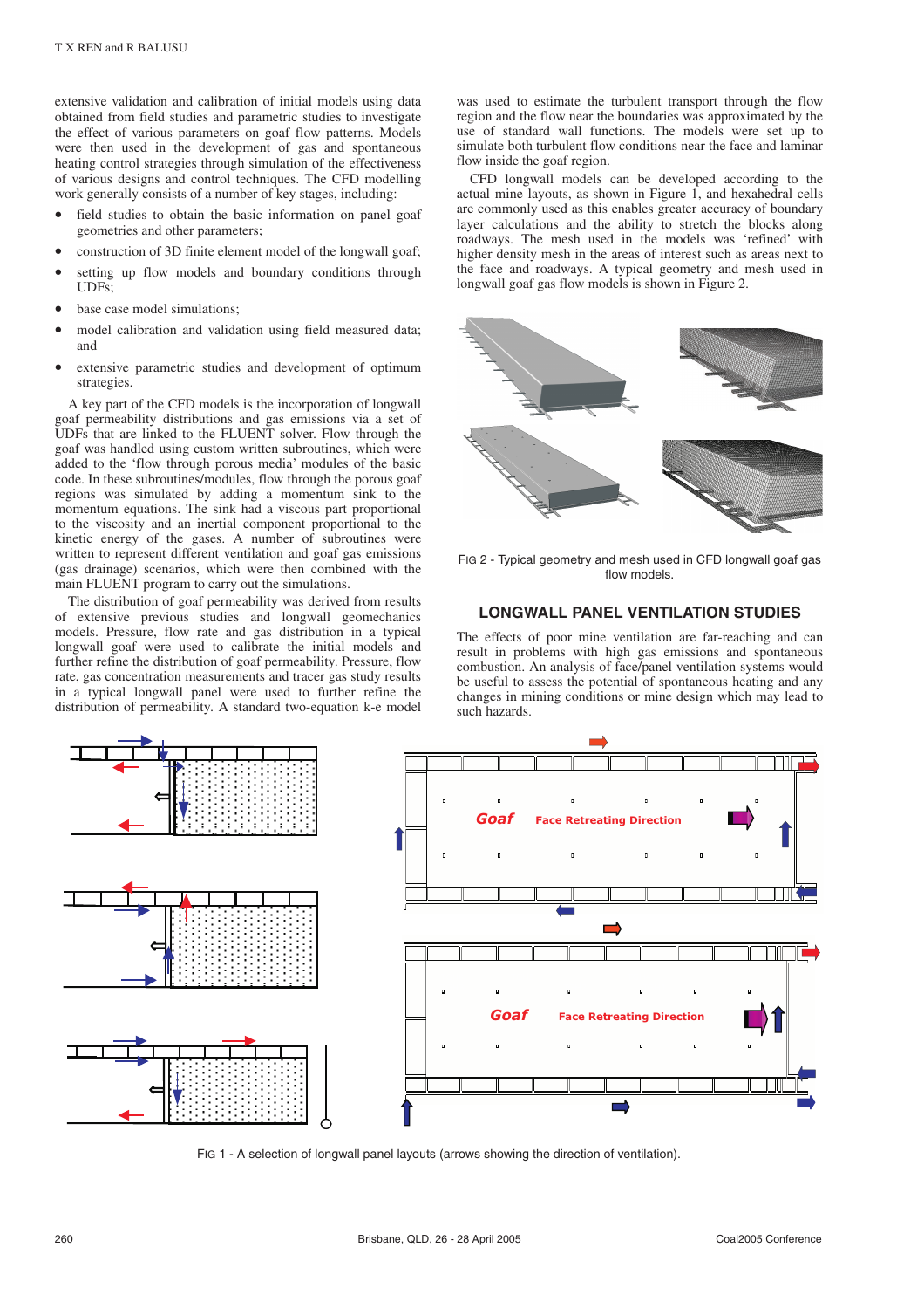extensive validation and calibration of initial models using data obtained from field studies and parametric studies to investigate the effect of various parameters on goaf flow patterns. Models were then used in the development of gas and spontaneous heating control strategies through simulation of the effectiveness of various designs and control techniques. The CFD modelling work generally consists of a number of key stages, including:

- field studies to obtain the basic information on panel goaf geometries and other parameters;
- construction of 3D finite element model of the longwall goaf;
- setting up flow models and boundary conditions through UDFs;
- base case model simulations;
- model calibration and validation using field measured data; and
- extensive parametric studies and development of optimum strategies.

A key part of the CFD models is the incorporation of longwall goaf permeability distributions and gas emissions via a set of UDFs that are linked to the FLUENT solver. Flow through the goaf was handled using custom written subroutines, which were added to the 'flow through porous media' modules of the basic code. In these subroutines/modules, flow through the porous goaf regions was simulated by adding a momentum sink to the momentum equations. The sink had a viscous part proportional to the viscosity and an inertial component proportional to the kinetic energy of the gases. A number of subroutines were written to represent different ventilation and goaf gas emissions (gas drainage) scenarios, which were then combined with the main FLUENT program to carry out the simulations.

The distribution of goaf permeability was derived from results of extensive previous studies and longwall geomechanics models. Pressure, flow rate and gas distribution in a typical longwall goaf were used to calibrate the initial models and further refine the distribution of goaf permeability. Pressure, flow rate, gas concentration measurements and tracer gas study results in a typical longwall panel were used to further refine the distribution of permeability. A standard two-equation k-e model was used to estimate the turbulent transport through the flow region and the flow near the boundaries was approximated by the use of standard wall functions. The models were set up to simulate both turbulent flow conditions near the face and laminar flow inside the goaf region.

CFD longwall models can be developed according to the actual mine layouts, as shown in Figure 1, and hexahedral cells are commonly used as this enables greater accuracy of boundary layer calculations and the ability to stretch the blocks along roadways. The mesh used in the models was 'refined' with higher density mesh in the areas of interest such as areas next to the face and roadways. A typical geometry and mesh used in longwall goaf gas flow models is shown in Figure 2.

FIG 2 - Typical geometry and mesh used in CFD longwall goaf gas flow models.

## LONGWALL PANEL VENTILATION STUDIES

The effects of poor mine ventilation are far-reaching and can result in problems with high gas emissions and spontaneous combustion. An analysis of face/panel ventilation systems would be useful to assess the potential of spontaneous heating and any changes in mining conditions or mine design which may lead to such hazards.

FIG 1 - A selection of longwall panel layouts (arrows showing the direction of ventilation).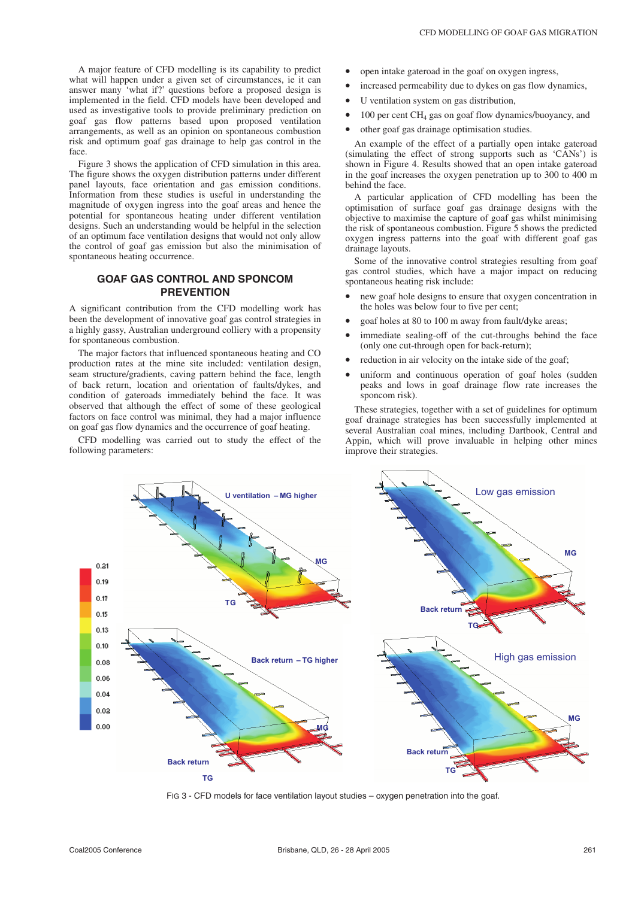A major feature of CFD modelling is its capability to predict what will happen under a given set of circumstances, ie it can answer many 'what if?' questions before a proposed design is implemented in the field. CFD models have been developed and used as investigative tools to provide preliminary prediction on goaf gas flow patterns based upon proposed ventilation arrangements, as well as an opinion on spontaneous combustion risk and optimum goaf gas drainage to help gas control in the face.

Figure 3 shows the application of CFD simulation in this area. The figure shows the oxygen distribution patterns under different panel layouts, face orientation and gas emission conditions. Information from these studies is useful in understanding the magnitude of oxygen ingress into the goaf areas and hence the potential for spontaneous heating under different ventilation designs. Such an understanding would be helpful in the selection of an optimum face ventilation designs that would not only allow the control of goaf gas emission but also the minimisation of spontaneous heating occurrence.

## GOAF GAS CONTROL AND SPONCOM PREVENTION

A significant contribution from the CFD modelling work has been the development of innovative goaf gas control strategies in a highly gassy, Australian underground colliery with a propensity for spontaneous combustion.

The major factors that influenced spontaneous heating and CO production rates at the mine site included: ventilation design, seam structure/gradients, caving pattern behind the face, length of back return, location and orientation of faults/dykes, and condition of gateroads immediately behind the face. It was observed that although the effect of some of these geological factors on face control was minimal, they had a major influence on goaf gas flow dynamics and the occurrence of goaf heating.

CFD modelling was carried out to study the effect of the following parameters:

- open intake gateroad in the goaf on oxygen ingress,
- increased permeability due to dykes on gas flow dynamics,
- U ventilation system on gas distribution,
- 100 per cent $CH_4$ gas on goaf flow dynamics/buoyancy, and
- other goaf gas drainage optimisation studies.

An example of the effect of a partially open intake gateroad (simulating the effect of strong supports such as 'CANs') is shown in Figure 4. Results showed that an open intake gateroad in the goaf increases the oxygen penetration up to 300 to 400 m behind the face.

A particular application of CFD modelling has been the optimisation of surface goaf gas drainage designs with the objective to maximise the capture of goaf gas whilst minimising the risk of spontaneous combustion. Figure 5 shows the predicted oxygen ingress patterns into the goaf with different goaf gas drainage layouts.

Some of the innovative control strategies resulting from goaf gas control studies, which have a major impact on reducing spontaneous heating risk include:

- new goaf hole designs to ensure that oxygen concentration in the holes was below four to five per cent;
- goaf holes at 80 to 100 m away from fault/dyke areas;
- immediate sealing-off of the cut-throughs behind the face (only one cut-through open for back-return);
- reduction in air velocity on the intake side of the goaf;
- uniform and continuous operation of goaf holes (sudden peaks and lows in goaf drainage flow rate increases the sponcom risk).

These strategies, together with a set of guidelines for optimum goaf drainage strategies has been successfully implemented at several Australian coal mines, including Dartbook, Central and Appin, which will prove invaluable in helping other mines improve their strategies.

FIG 3 - CFD models for face ventilation layout studies – oxygen penetration into the goaf.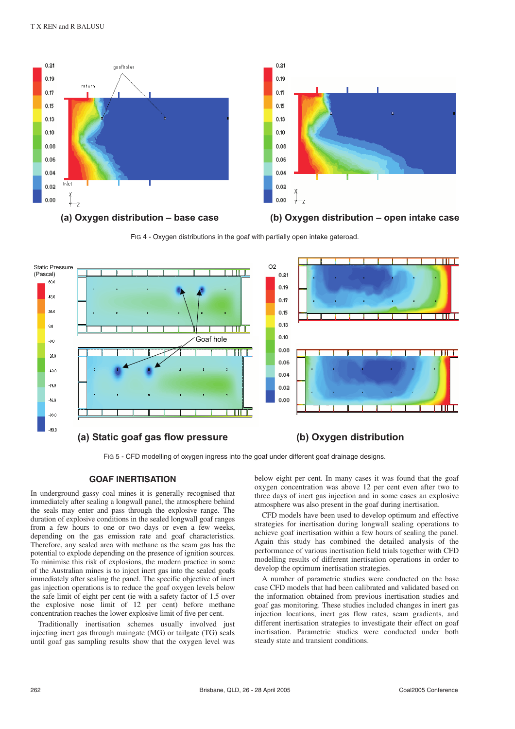(a) Oxygen distribution – base case

(b) Oxygen distribution – open intake case

FIG 4 - Oxygen distributions in the goaf with partially open intake gateroad.

(a) Static goaf gas flow pressure

(b) Oxygen distribution

FIG 5 - CFD modelling of oxygen ingress into the goaf under different goaf drainage designs.

## GOAF INERTISATION

In underground gassy coal mines it is generally recognised that immediately after sealing a longwall panel, the atmosphere behind the seals may enter and pass through the explosive range. The duration of explosive conditions in the sealed longwall goaf ranges from a few hours to one or two days or even a few weeks, depending on the gas emission rate and goaf characteristics. Therefore, any sealed area with methane as the seam gas has the potential to explode depending on the presence of ignition sources. To minimise this risk of explosions, the modern practice in some of the Australian mines is to inject inert gas into the sealed goafs immediately after sealing the panel. The specific objective of inert gas injection operations is to reduce the goaf oxygen levels below the safe limit of eight per cent (ie with a safety factor of 1.5 over the explosive nose limit of 12 per cent) before methane concentration reaches the lower explosive limit of five per cent.

Traditionally inertisation schemes usually involved just injecting inert gas through maingate (MG) or tailgate (TG) seals until goaf gas sampling results show that the oxygen level was below eight per cent. In many cases it was found that the goaf oxygen concentration was above 12 per cent even after two to three days of inert gas injection and in some cases an explosive atmosphere was also present in the goaf during inertisation.

CFD models have been used to develop optimum and effective strategies for inertisation during longwall sealing operations to achieve goaf inertisation within a few hours of sealing the panel. Again this study has combined the detailed analysis of the performance of various inertisation field trials together with CFD modelling results of different inertisation operations in order to develop the optimum inertisation strategies.

A number of parametric studies were conducted on the base case CFD models that had been calibrated and validated based on the information obtained from previous inertisation studies and goaf gas monitoring. These studies included changes in inert gas injection locations, inert gas flow rates, seam gradients, and different inertisation strategies to investigate their effect on goaf inertisation. Parametric studies were conducted under both steady state and transient conditions.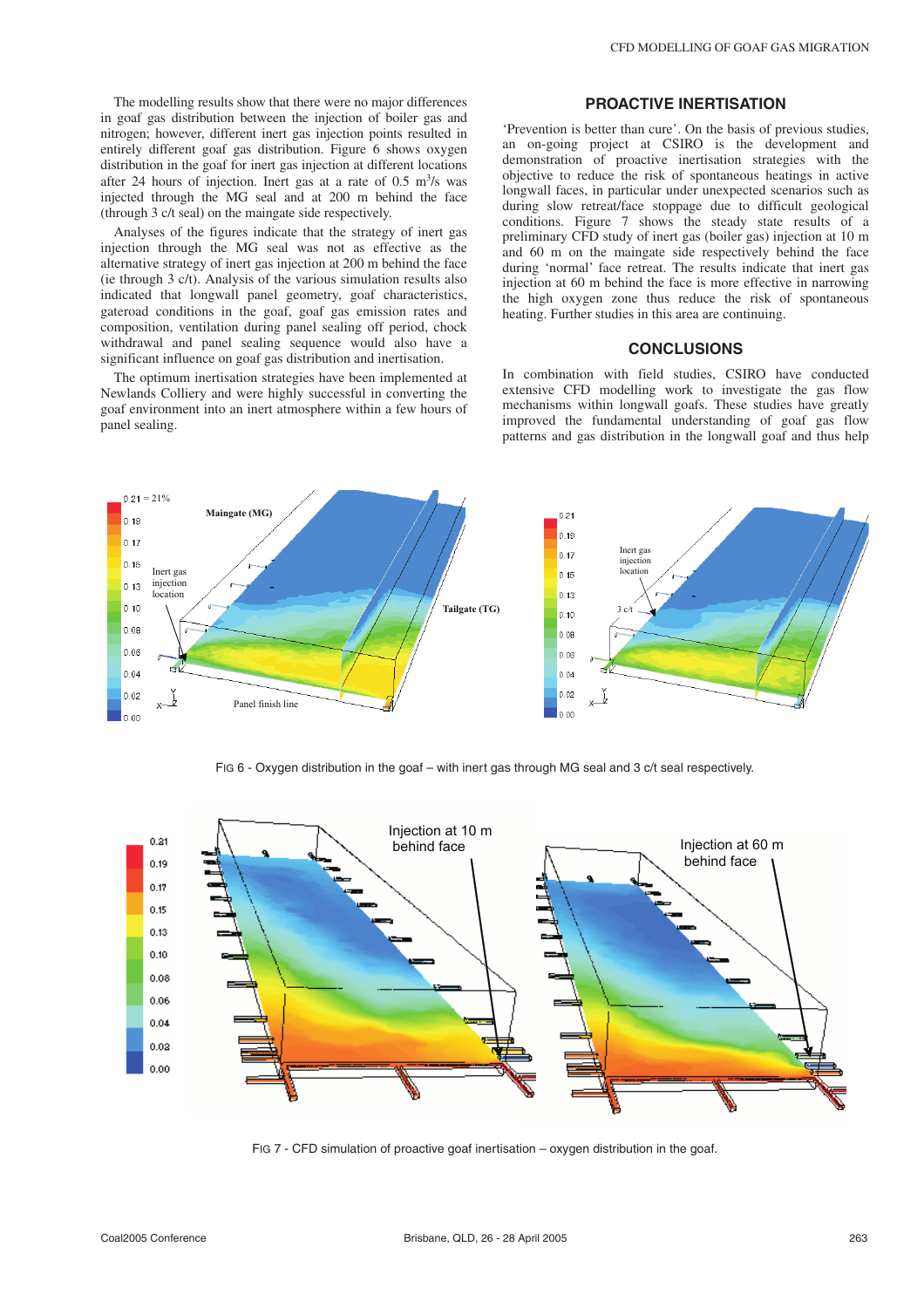The modelling results show that there were no major differences in goaf gas distribution between the injection of boiler gas and nitrogen; however, different inert gas injection points resulted in entirely different goaf gas distribution. Figure 6 shows oxygen distribution in the goaf for inert gas injection at different locations after 24 hours of injection. Inert gas at a rate of 0.5 $m^3/s$ was injected through the MG seal and at 200 m behind the face (through 3 c/t seal) on the maingate side respectively.

Analyses of the figures indicate that the strategy of inert gas injection through the MG seal was not as effective as the alternative strategy of inert gas injection at 200 m behind the face (ie through 3 c/t). Analysis of the various simulation results also indicated that longwall panel geometry, goaf characteristics, gateroad conditions in the goaf, goaf gas emission rates and composition, ventilation during panel sealing off period, chock withdrawal and panel sealing sequence would also have a significant influence on goaf gas distribution and inertisation.

The optimum inertisation strategies have been implemented at Newlands Colliery and were highly successful in converting the goaf environment into an inert atmosphere within a few hours of panel sealing.

## PROACTIVE INERTISATION

'Prevention is better than cure'. On the basis of previous studies, an on-going project at CSIRO is the development and demonstration of proactive inertisation strategies with the objective to reduce the risk of spontaneous heatings in active longwall faces, in particular under unexpected scenarios such as during slow retreat/face stoppage due to difficult geological conditions. Figure 7 shows the steady state results of a preliminary CFD study of inert gas (boiler gas) injection at 10 m and 60 m on the maingate side respectively behind the face during 'normal' face retreat. The results indicate that inert gas injection at 60 m behind the face is more effective in narrowing the high oxygen zone thus reduce the risk of spontaneous heating. Further studies in this area are continuing.

## CONCLUSIONS

In combination with field studies, CSIRO have conducted extensive CFD modelling work to investigate the gas flow mechanisms within longwall goafs. These studies have greatly improved the fundamental understanding of goaf gas flow patterns and gas distribution in the longwall goaf and thus help

FIG 6 - Oxygen distribution in the goaf – with inert gas through MG seal and 3 c/t seal respectively.

FIG 7 - CFD simulation of proactive goaf inertisation – oxygen distribution in the goaf.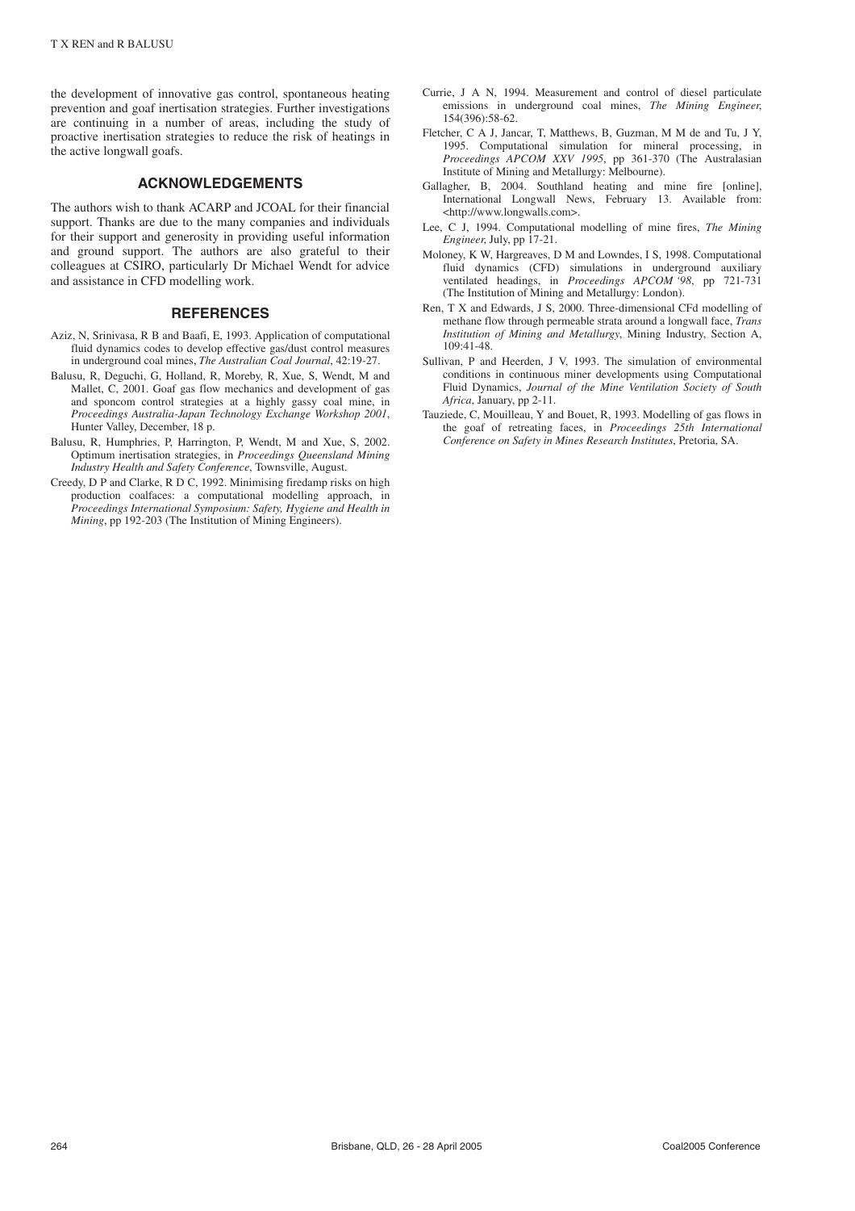the development of innovative gas control, spontaneous heating prevention and goaf inertisation strategies. Further investigations are continuing in a number of areas, including the study of proactive inertisation strategies to reduce the risk of heatings in the active longwall goafs.

## ACKNOWLEDGEMENTS

The authors wish to thank ACARP and JCOAL for their financial support. Thanks are due to the many companies and individuals for their support and generosity in providing useful information and ground support. The authors are also grateful to their colleagues at CSIRO, particularly Dr Michael Wendt for advice and assistance in CFD modelling work.

## REFERENCES

Aziz, N, Srinivasa, R B and Baafi, E, 1993. Application of computational fluid dynamics codes to develop effective gas/dust control measures in underground coal mines, *The Australian Coal Journal*, 42:19-27.

Balusu, R, Deguchi, G, Holland, R, Moreby, R, Xue, S, Wendt, M and Mallet, C, 2001. Goaf gas flow mechanics and development of gas and sponcom control strategies at a highly gassy coal mine, in *Proceedings Australia-Japan Technology Exchange Workshop 2001*, Hunter Valley, December, 18 p.

Balusu, R, Humphries, P, Harrington, P, Wendt, M and Xue, S, 2002. Optimum inertisation strategies, in *Proceedings Queensland Mining Industry Health and Safety Conference*, Townsville, August.

Creedy, D P and Clarke, R D C, 1992. Minimising firedamp risks on high production coalfaces: a computational modelling approach, in *Proceedings International Symposium: Safety, Hygiene and Health in Mining*, pp 192-203 (The Institution of Mining Engineers).

Currie, J A N, 1994. Measurement and control of diesel particulate emissions in underground coal mines, *The Mining Engineer*, 154(396):58-62.

Fletcher, C A J, Jancar, T, Matthews, B, Guzman, M M de and Tu, J Y, 1995. Computational simulation for mineral processing, in *Proceedings APCOM XXV 1995*, pp 361-370 (The Australasian Institute of Mining and Metallurgy: Melbourne).

Gallagher, B, 2004. Southland heating and mine fire [online], International Longwall News, February 13. Available from: <http://www.longwalls.com>.

Lee, C J, 1994. Computational modelling of mine fires, *The Mining Engineer*, July, pp 17-21.

Moloney, K W, Hargreaves, D M and Lowndes, I S, 1998. Computational fluid dynamics (CFD) simulations in underground auxiliary ventilated headings, in *Proceedings APCOM '98*, pp 721-731 (The Institution of Mining and Metallurgy: London).

Ren, T X and Edwards, J S, 2000. Three-dimensional CFd modelling of methane flow through permeable strata around a longwall face, *Trans Institution of Mining and Metallurgy*, Mining Industry, Section A, 109:41-48.

Sullivan, P and Heerden, J V, 1993. The simulation of environmental conditions in continuous miner developments using Computational Fluid Dynamics, *Journal of the Mine Ventilation Society of South Africa*, January, pp 2-11.

Tauziede, C, Mouilleau, Y and Bouet, R, 1993. Modelling of gas flows in the goaf of retreating faces, in *Proceedings 25th International Conference on Safety in Mines Research Institutes*, Pretoria, SA.